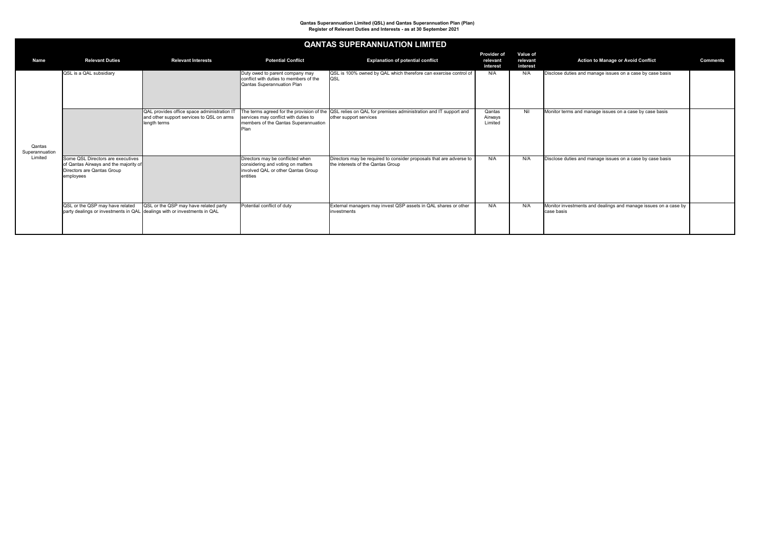**Qantas Superannuation Limited (QSL) and Qantas Superannuation Plan (Plan)**
**Register of Relevant Duties and Interests - as at 30 September 2021**

## QANTAS SUPERANNUATION LIMITED

| Name | Relevant Duties | Relevant Interests | Potential Conflict | Explanation of potential conflict | Provider of relevant interest | Value of relevant interest | Action to Manage or Avoid Conflict | Comments |
|---|---|---|---|---|---|---|---|---|
| Qantas Superannuation Limited | QSL is a QAL subsidiary | | Duty owed to parent company may conflict with duties to members of the Qantas Superannuation Plan | QSL is 100% owned by QAL which therefore can exercise control of QSL | N/A | N/A | Disclose duties and manage issues on a case by case basis | |
| | | QAL provides office space administration IT and other support services to QSL on arms length terms | The terms agreed for the provision of the services may conflict with duties to members of the Qantas Superannuation Plan | QSL relies on QAL for premises administration and IT support and other support services | Qantas Airways Limited | Nil | Monitor terms and manage issues on a case by case basis | |
| | Some QSL Directors are executives of Qantas Airways and the majority of Directors are Qantas Group employees | | Directors may be conflicted when considering and voting on matters involved QAL or other Qantas Group entities | Directors may be required to consider proposals that are adverse to the interests of the Qantas Group | N/A | N/A | Disclose duties and manage issues on a case by case basis | |
| | QSL or the QSP may have related party dealings or investments in QAL | QSL or the QSP may have related party dealings with or investments in QAL | Potential conflict of duty | External managers may invest QSP assets in QAL shares or other investments | N/A | N/A | Monitor investments and dealings and manage issues on a case by case basis | |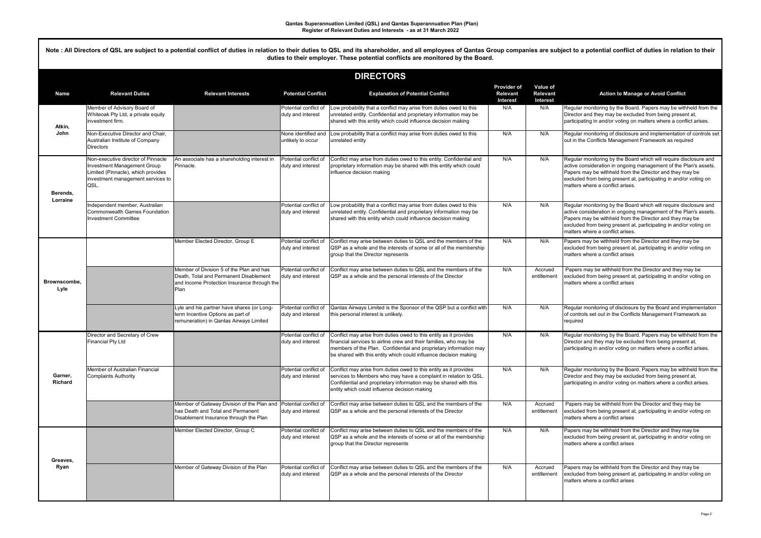**Qantas Superannuation Limited (QSL) and Qantas Superannuation Plan (Plan)**
**Register of Relevant Duties and Interests - as at 31 March 2022**

**Note : All Directors of QSL are subject to a potential conflict of duties in relation to their duties to QSL and its shareholder, and all employees of Qantas Group companies are subject to a potential conflict of duties in relation to their duties to their employer. These potential conflicts are monitored by the Board.**

## DIRECTORS

| Name | Relevant Duties | Relevant Interests | Potential Conflict | Explanation of Potential Conflict | Provider of Relevant Interest | Value of Relevant Interest | Action to Manage or Avoid Conflict |
|---|---|---|---|---|---|---|---|
| Atkin, John | Member of Advisory Board of Whiteoak Pty Ltd, a private equity investment firm. | | Potential conflict of duty and interest | Low probability that a conflict may arise from duties owed to this unrelated entity. Confidential and proprietary information may be shared with this entity which could influence decision making | N/A | N/A | Regular monitoring by the Board. Papers may be withheld from the Director and they may be excluded from being present at, participating in and/or voting on matters where a conflict arises. |
| | Non-Executive Director and Chair, Australian Institute of Company Directors | | None identified and unlikely to occur | Low probability that a conflict may arise from duties owed to this unrelated entity | N/A | N/A | Regular monitoring of disclosure and implementation of controls set out in the Conflicts Management Framework as required |
| Berends, Lorraine | Non-executive director of Pinnacle Investment Management Group Limited (Pinnacle), which provides investment management services to QSL. | An associate has a shareholding interest in Pinnacle. | Potential conflict of duty and interest | Conflict may arise from duties owed to this entity. Confidential and proprietary information may be shared with this entity which could influence decision making | N/A | N/A | Regular monitoring by the Board which will require disclosure and active consideration in ongoing management of the Plan's assets. Papers may be withheld from the Director and they may be excluded from being present at, participating in and/or voting on matters where a conflict arises. |
| | Independent member, Australian Commonwealth Games Foundation Investment Committee | | Potential conflict of duty and interest | Low probability that a conflict may arise from duties owed to this unrelated entity. Confidential and proprietary information may be shared with this entity which could influence decision making | N/A | N/A | Regular monitoring by the Board which will require disclosure and active consideration in ongoing management of the Plan's assets. Papers may be withheld from the Director and they may be excluded from being present at, participating in and/or voting on matters where a conflict arises. |
| Brownscombe, Lyle | | Member Elected Director, Group E | Potential conflict of duty and interest | Conflict may arise between duties to QSL and the members of the QSP as a whole and the interests of some or all of the membership group that the Director represents | N/A | N/A | Papers may be withheld from the Director and they may be excluded from being present at, participating in and/or voting on matters where a conflict arises |
| | | Member of Division 5 of the Plan and has Death, Total and Permanent Disablement and Income Protection Insurance through the Plan | Potential conflict of duty and interest | Conflict may arise between duties to QSL and the members of the QSP as a whole and the personal interests of the Director | N/A | Accrued entitlement | Papers may be withheld from the Director and they may be excluded from being present at, participating in and/or voting on matters where a conflict arises |
| | | Lyle and his partner have shares (or Long-term Incentive Options as part of remuneration) in Qantas Airways Limited | Potential conflict of duty and interest | Qantas Airways Limited is the Sponsor of the QSP but a conflict with this personal interest is unlikely. | N/A | N/A | Regular monitoring of disclosure by the Board and implementation of controls set out in the Conflicts Management Framework as required |
| Garner, Richard | Director and Secretary of Crew Financial Pty Ltd | | Potential conflict of duty and interest | Conflict may arise from duties owed to this entity as it provides financial services to airline crew and their families, who may be members of the Plan. Confidential and proprietary information may be shared with this entity which could influence decision making | N/A | N/A | Regular monitoring by the Board. Papers may be withheld from the Director and they may be excluded from being present at, participating in and/or voting on matters where a conflict arises. |
| | Member of Australian Financial Complaints Authority | | Potential conflict of duty and interest | Conflict may arise from duties owed to this entity as it provides services to Members who may have a complaint in relation to QSL. Confidential and proprietary information may be shared with this entity which could influence decision making | N/A | N/A | Regular monitoring by the Board. Papers may be withheld from the Director and they may be excluded from being present at, participating in and/or voting on matters where a conflict arises. |
| | | Member of Gateway Division of the Plan and has Death and Total and Permanent Disablement Insurance through the Plan | Potential conflict of duty and interest | Conflict may arise between duties to QSL and the members of the QSP as a whole and the personal interests of the Director | N/A | Accrued entitlement | Papers may be withheld from the Director and they may be excluded from being present at, participating in and/or voting on matters where a conflict arises |
| Greaves, Ryan | | Member Elected Director, Group C | Potential conflict of duty and interest | Conflict may arise between duties to QSL and the members of the QSP as a whole and the interests of some or all of the membership group that the Director represents | N/A | N/A | Papers may be withheld from the Director and they may be excluded from being present at, participating in and/or voting on matters where a conflict arises |
| | | Member of Gateway Division of the Plan | Potential conflict of duty and interest | Conflict may arise between duties to QSL and the members of the QSP as a whole and the personal interests of the Director | N/A | Accrued entitlement | Papers may be withheld from the Director and they may be excluded from being present at, participating in and/or voting on matters where a conflict arises |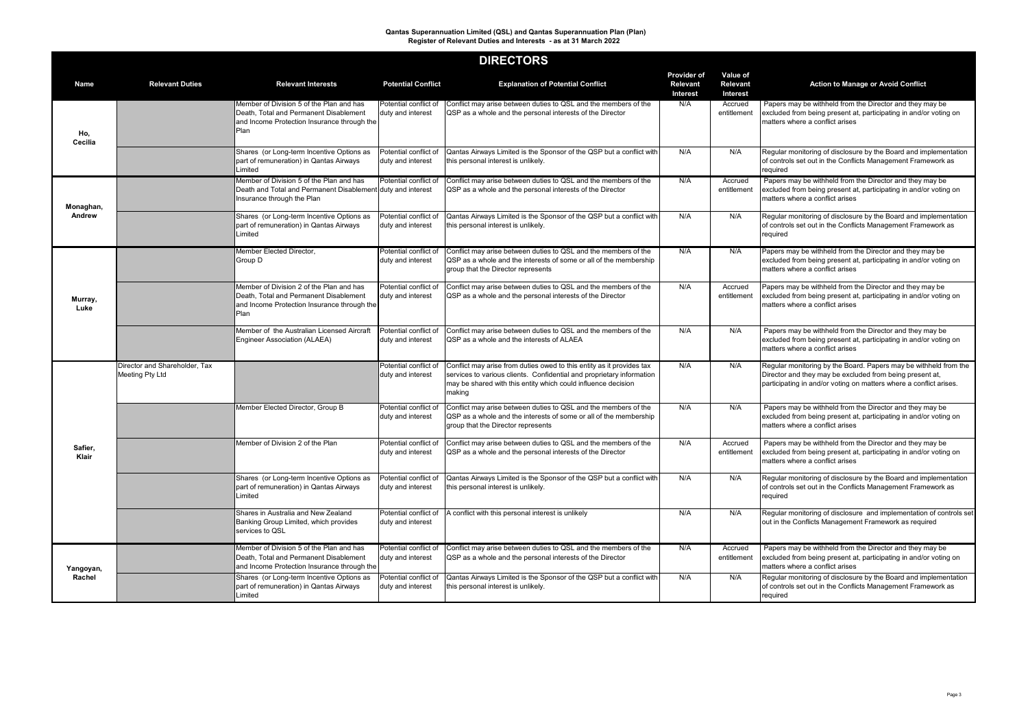**Qantas Superannuation Limited (QSL) and Qantas Superannuation Plan (Plan)**
**Register of Relevant Duties and Interests - as at 31 March 2022**

## DIRECTORS

| Name | Relevant Duties | Relevant Interests | Potential Conflict | Explanation of Potential Conflict | Provider of Relevant Interest | Value of Relevant Interest | Action to Manage or Avoid Conflict |
|---|---|---|---|---|---|---|---|
| Ho, Cecilia | | Member of Division 5 of the Plan and has Death, Total and Permanent Disablement and Income Protection Insurance through the Plan | Potential conflict of duty and interest | Conflict may arise between duties to QSL and the members of the QSP as a whole and the personal interests of the Director | N/A | Accrued entitlement | Papers may be withheld from the Director and they may be excluded from being present at, participating in and/or voting on matters where a conflict arises |
| | | Shares (or Long-term Incentive Options as part of remuneration) in Qantas Airways Limited | Potential conflict of duty and interest | Qantas Airways Limited is the Sponsor of the QSP but a conflict with this personal interest is unlikely. | N/A | N/A | Regular monitoring of disclosure by the Board and implementation of controls set out in the Conflicts Management Framework as required |
| Monaghan, Andrew | | Member of Division 5 of the Plan and has Death and Total and Permanent Disablement Insurance through the Plan | Potential conflict of duty and interest | Conflict may arise between duties to QSL and the members of the QSP as a whole and the personal interests of the Director | N/A | Accrued entitlement | Papers may be withheld from the Director and they may be excluded from being present at, participating in and/or voting on matters where a conflict arises |
| | | Shares (or Long-term Incentive Options as part of remuneration) in Qantas Airways Limited | Potential conflict of duty and interest | Qantas Airways Limited is the Sponsor of the QSP but a conflict with this personal interest is unlikely. | N/A | N/A | Regular monitoring of disclosure by the Board and implementation of controls set out in the Conflicts Management Framework as required |
| Murray, Luke | | Member Elected Director, Group D | Potential conflict of duty and interest | Conflict may arise between duties to QSL and the members of the QSP as a whole and the interests of some or all of the membership group that the Director represents | N/A | N/A | Papers may be withheld from the Director and they may be excluded from being present at, participating in and/or voting on matters where a conflict arises |
| | | Member of Division 2 of the Plan and has Death, Total and Permanent Disablement and Income Protection Insurance through the Plan | Potential conflict of duty and interest | Conflict may arise between duties to QSL and the members of the QSP as a whole and the personal interests of the Director | N/A | Accrued entitlement | Papers may be withheld from the Director and they may be excluded from being present at, participating in and/or voting on matters where a conflict arises |
| | | Member of the Australian Licensed Aircraft Engineer Association (ALAEA) | Potential conflict of duty and interest | Conflict may arise between duties to QSL and the members of the QSP as a whole and the interests of ALAEA | N/A | N/A | Papers may be withheld from the Director and they may be excluded from being present at, participating in and/or voting on matters where a conflict arises |
| Safier, Klair | Director and Shareholder, Tax Meeting Pty Ltd | | Potential conflict of duty and interest | Conflict may arise from duties owed to this entity as it provides tax services to various clients. Confidential and proprietary information may be shared with this entity which could influence decision making | N/A | N/A | Regular monitoring by the Board. Papers may be withheld from the Director and they may be excluded from being present at, participating in and/or voting on matters where a conflict arises. |
| | | Member Elected Director, Group B | Potential conflict of duty and interest | Conflict may arise between duties to QSL and the members of the QSP as a whole and the interests of some or all of the membership group that the Director represents | N/A | N/A | Papers may be withheld from the Director and they may be excluded from being present at, participating in and/or voting on matters where a conflict arises |
| | | Member of Division 2 of the Plan | Potential conflict of duty and interest | Conflict may arise between duties to QSL and the members of the QSP as a whole and the personal interests of the Director | N/A | Accrued entitlement | Papers may be withheld from the Director and they may be excluded from being present at, participating in and/or voting on matters where a conflict arises |
| | | Shares (or Long-term Incentive Options as part of remuneration) in Qantas Airways Limited | Potential conflict of duty and interest | Qantas Airways Limited is the Sponsor of the QSP but a conflict with this personal interest is unlikely. | N/A | N/A | Regular monitoring of disclosure by the Board and implementation of controls set out in the Conflicts Management Framework as required |
| | | Shares in Australia and New Zealand Banking Group Limited, which provides services to QSL | Potential conflict of duty and interest | A conflict with this personal interest is unlikely | N/A | N/A | Regular monitoring of disclosure and implementation of controls set out in the Conflicts Management Framework as required |
| Yangoyan, Rachel | | Member of Division 5 of the Plan and has Death, Total and Permanent Disablement and Income Protection Insurance through the | Potential conflict of duty and interest | Conflict may arise between duties to QSL and the members of the QSP as a whole and the personal interests of the Director | N/A | Accrued entitlement | Papers may be withheld from the Director and they may be excluded from being present at, participating in and/or voting on matters where a conflict arises |
| | | Shares (or Long-term Incentive Options as part of remuneration) in Qantas Airways Limited | Potential conflict of duty and interest | Qantas Airways Limited is the Sponsor of the QSP but a conflict with this personal interest is unlikely. | N/A | N/A | Regular monitoring of disclosure by the Board and implementation of controls set out in the Conflicts Management Framework as required |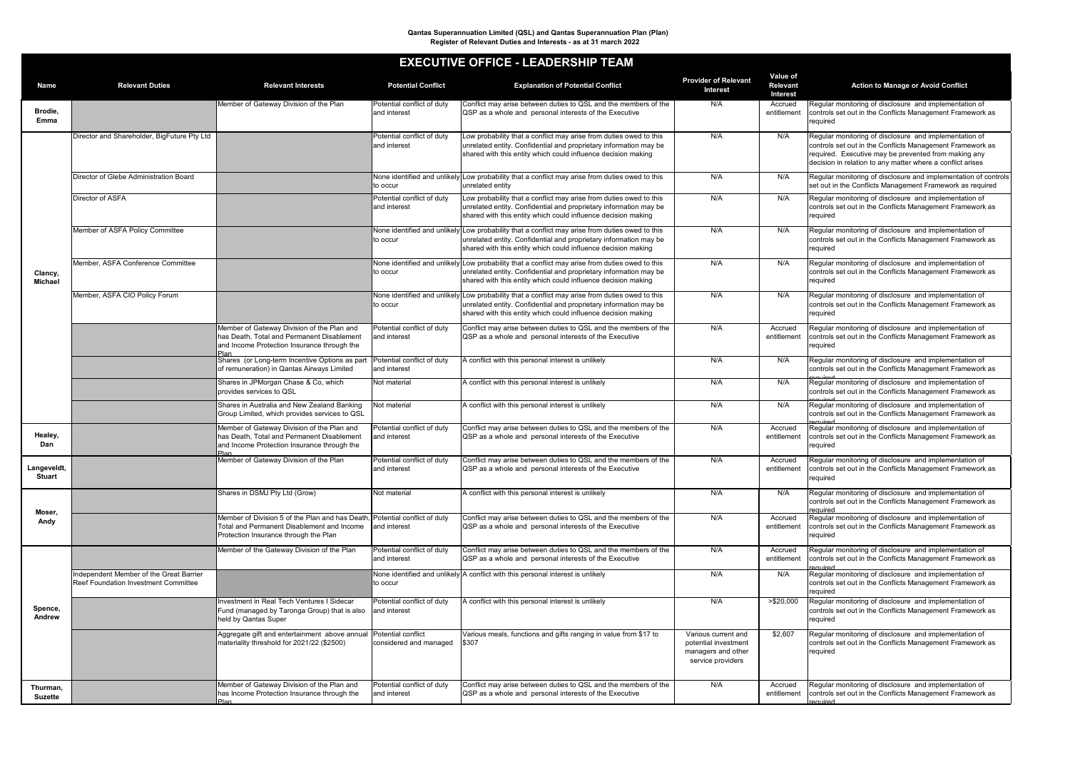**Qantas Superannuation Limited (QSL) and Qantas Superannuation Plan (Plan)**
**Register of Relevant Duties and Interests - as at 31 march 2022**

## EXECUTIVE OFFICE - LEADERSHIP TEAM

| Name | Relevant Duties | Relevant Interests | Potential Conflict | Explanation of Potential Conflict | Provider of Relevant Interest | Value of Relevant Interest | Action to Manage or Avoid Conflict |
|---|---|---|---|---|---|---|---|
| Brodie, Emma | | Member of Gateway Division of the Plan | Potential conflict of duty and interest | Conflict may arise between duties to QSL and the members of the QSP as a whole and personal interests of the Executive | N/A | Accrued entitlement | Regular monitoring of disclosure and implementation of controls set out in the Conflicts Management Framework as required |
| Clancy, Michael | Director and Shareholder, BigFuture Pty Ltd | | Potential conflict of duty and interest | Low probability that a conflict may arise from duties owed to this unrelated entity. Confidential and proprietary information may be shared with this entity which could influence decision making | N/A | N/A | Regular monitoring of disclosure and implementation of controls set out in the Conflicts Management Framework as required. Executive may be prevented from making any decision in relation to any matter where a conflict arises |
| | Director of Glebe Administration Board | | None identified and unlikely to occur | Low probability that a conflict may arise from duties owed to this unrelated entity | N/A | N/A | Regular monitoring of disclosure and implementation of controls set out in the Conflicts Management Framework as required |
| | Director of ASFA | | Potential conflict of duty and interest | Low probability that a conflict may arise from duties owed to this unrelated entity. Confidential and proprietary information may be shared with this entity which could influence decision making | N/A | N/A | Regular monitoring of disclosure and implementation of controls set out in the Conflicts Management Framework as required |
| | Member of ASFA Policy Committee | | None identified and unlikely to occur | Low probability that a conflict may arise from duties owed to this unrelated entity. Confidential and proprietary information may be shared with this entity which could influence decision making | N/A | N/A | Regular monitoring of disclosure and implementation of controls set out in the Conflicts Management Framework as required |
| | Member, ASFA Conference Committee | | None identified and unlikely to occur | Low probability that a conflict may arise from duties owed to this unrelated entity. Confidential and proprietary information may be shared with this entity which could influence decision making | N/A | N/A | Regular monitoring of disclosure and implementation of controls set out in the Conflicts Management Framework as required |
| | Member, ASFA CIO Policy Forum | | None identified and unlikely to occur | Low probability that a conflict may arise from duties owed to this unrelated entity. Confidential and proprietary information may be shared with this entity which could influence decision making | N/A | N/A | Regular monitoring of disclosure and implementation of controls set out in the Conflicts Management Framework as required |
| | | Member of Gateway Division of the Plan and has Death, Total and Permanent Disablement and Income Protection Insurance through the Plan | Potential conflict of duty and interest | Conflict may arise between duties to QSL and the members of the QSP as a whole and personal interests of the Executive | N/A | Accrued entitlement | Regular monitoring of disclosure and implementation of controls set out in the Conflicts Management Framework as required |
| | | Shares (or Long-term Incentive Options as part of remuneration) in Qantas Airways Limited | Potential conflict of duty and interest | A conflict with this personal interest is unlikely | N/A | N/A | Regular monitoring of disclosure and implementation of controls set out in the Conflicts Management Framework as required |
| | | Shares in JPMorgan Chase & Co, which provides services to QSL | Not material | A conflict with this personal interest is unlikely | N/A | N/A | Regular monitoring of disclosure and implementation of controls set out in the Conflicts Management Framework as required |
| | | Shares in Australia and New Zealand Banking Group Limited, which provides services to QSL | Not material | A conflict with this personal interest is unlikely | N/A | N/A | Regular monitoring of disclosure and implementation of controls set out in the Conflicts Management Framework as required |
| Healey, Dan | | Member of Gateway Division of the Plan and has Death, Total and Permanent Disablement and Income Protection Insurance through the Plan | Potential conflict of duty and interest | Conflict may arise between duties to QSL and the members of the QSP as a whole and personal interests of the Executive | N/A | Accrued entitlement | Regular monitoring of disclosure and implementation of controls set out in the Conflicts Management Framework as required |
| Langeveldt, Stuart | | Member of Gateway Division of the Plan | Potential conflict of duty and interest | Conflict may arise between duties to QSL and the members of the QSP as a whole and personal interests of the Executive | N/A | Accrued entitlement | Regular monitoring of disclosure and implementation of controls set out in the Conflicts Management Framework as required |
| Moser, Andy | | Shares in DSMJ Pty Ltd (Grow) | Not material | A conflict with this personal interest is unlikely | N/A | N/A | Regular monitoring of disclosure and implementation of controls set out in the Conflicts Management Framework as required |
| | | Member of Division 5 of the Plan and has Death, Total and Permanent Disablement and Income Protection Insurance through the Plan | Potential conflict of duty and interest | Conflict may arise between duties to QSL and the members of the QSP as a whole and personal interests of the Executive | N/A | Accrued entitlement | Regular monitoring of disclosure and implementation of controls set out in the Conflicts Management Framework as required |
| Spence, Andrew | | Member of the Gateway Division of the Plan | Potential conflict of duty and interest | Conflict may arise between duties to QSL and the members of the QSP as a whole and personal interests of the Executive | N/A | Accrued entitlement | Regular monitoring of disclosure and implementation of controls set out in the Conflicts Management Framework as required |
| | Independent Member of the Great Barrier Reef Foundation Investment Committee | | None identified and unlikely to occur | A conflict with this personal interest is unlikely | N/A | N/A | Regular monitoring of disclosure and implementation of controls set out in the Conflicts Management Framework as required |
| | | Investment in Real Tech Ventures I Sidecar Fund (managed by Taronga Group) that is also held by Qantas Super | Potential conflict of duty and interest | A conflict with this personal interest is unlikely | N/A | >$20,000 | Regular monitoring of disclosure and implementation of controls set out in the Conflicts Management Framework as required |
| | | Aggregate gift and entertainment above annual materiality threshold for 2021/22 ($2500) | Potential conflict considered and managed | Various meals, functions and gifts ranging in value from $17 to $307 | Various current and potential investment managers and other service providers | $2,607 | Regular monitoring of disclosure and implementation of controls set out in the Conflicts Management Framework as required |
| Thurman, Suzette | | Member of Gateway Division of the Plan and has Income Protection Insurance through the Plan | Potential conflict of duty and interest | Conflict may arise between duties to QSL and the members of the QSP as a whole and personal interests of the Executive | N/A | Accrued entitlement | Regular monitoring of disclosure and implementation of controls set out in the Conflicts Management Framework as required |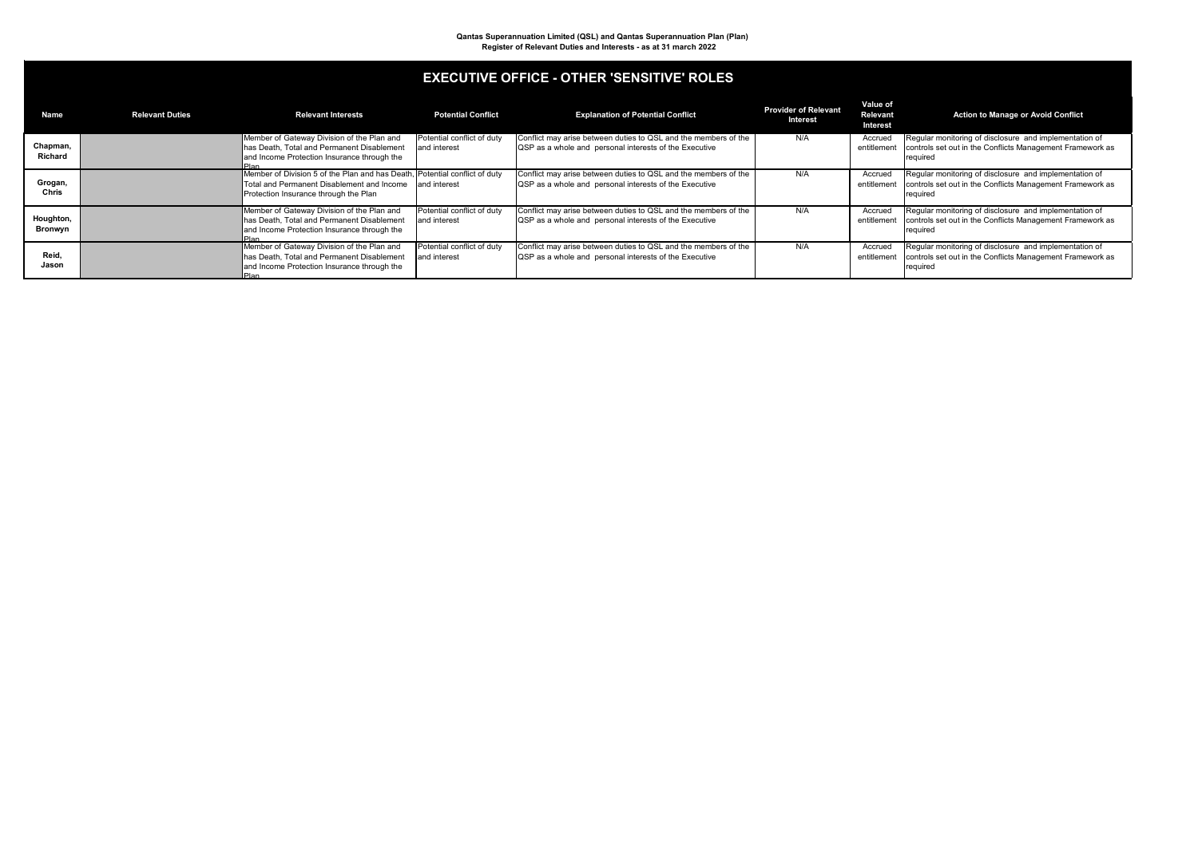**Qantas Superannuation Limited (QSL) and Qantas Superannuation Plan (Plan)**
**Register of Relevant Duties and Interests - as at 31 march 2022**

## EXECUTIVE OFFICE - OTHER 'SENSITIVE' ROLES

| Name | Relevant Duties | Relevant Interests | Potential Conflict | Explanation of Potential Conflict | Provider of Relevant Interest | Value of Relevant Interest | Action to Manage or Avoid Conflict |
|---|---|---|---|---|---|---|---|
| Chapman, Richard | | Member of Gateway Division of the Plan and has Death, Total and Permanent Disablement and Income Protection Insurance through the Plan | Potential conflict of duty and interest | Conflict may arise between duties to QSL and the members of the QSP as a whole and personal interests of the Executive | N/A | Accrued entitlement | Regular monitoring of disclosure and implementation of controls set out in the Conflicts Management Framework as required |
| Grogan, Chris | | Member of Division 5 of the Plan and has Death, Total and Permanent Disablement and Income Protection Insurance through the Plan | Potential conflict of duty and interest | Conflict may arise between duties to QSL and the members of the QSP as a whole and personal interests of the Executive | N/A | Accrued entitlement | Regular monitoring of disclosure and implementation of controls set out in the Conflicts Management Framework as required |
| Houghton, Bronwyn | | Member of Gateway Division of the Plan and has Death, Total and Permanent Disablement and Income Protection Insurance through the Plan | Potential conflict of duty and interest | Conflict may arise between duties to QSL and the members of the QSP as a whole and personal interests of the Executive | N/A | Accrued entitlement | Regular monitoring of disclosure and implementation of controls set out in the Conflicts Management Framework as required |
| Reid, Jason | | Member of Gateway Division of the Plan and has Death, Total and Permanent Disablement and Income Protection Insurance through the Plan | Potential conflict of duty and interest | Conflict may arise between duties to QSL and the members of the QSP as a whole and personal interests of the Executive | N/A | Accrued entitlement | Regular monitoring of disclosure and implementation of controls set out in the Conflicts Management Framework as required |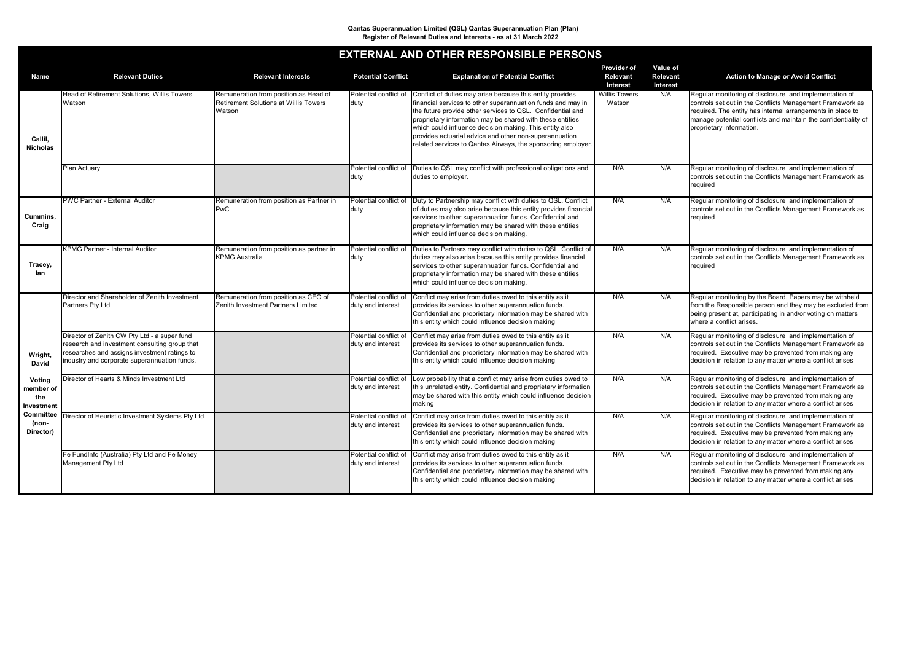**Qantas Superannuation Limited (QSL) Qantas Superannuation Plan (Plan)**
**Register of Relevant Duties and Interests - as at 31 March 2022**

## EXTERNAL AND OTHER RESPONSIBLE PERSONS

| Name | Relevant Duties | Relevant Interests | Potential Conflict | Explanation of Potential Conflict | Provider of Relevant Interest | Value of Relevant Interest | Action to Manage or Avoid Conflict |
|---|---|---|---|---|---|---|---|
| Callil, Nicholas | Head of Retirement Solutions, Willis Towers Watson | Remuneration from position as Head of Retirement Solutions at Willis Towers Watson | Potential conflict of duty | Conflict of duties may arise because this entity provides financial services to other superannuation funds and may in the future provide other services to QSL. Confidential and proprietary information may be shared with these entities which could influence decision making. This entity also provides actuarial advice and other non-superannuation related services to Qantas Airways, the sponsoring employer. | Willis Towers Watson | N/A | Regular monitoring of disclosure and implementation of controls set out in the Conflicts Management Framework as required. The entity has internal arrangements in place to manage potential conflicts and maintain the confidentiality of proprietary information. |
| | Plan Actuary | | Potential conflict of duty | Duties to QSL may conflict with professional obligations and duties to employer. | N/A | N/A | Regular monitoring of disclosure and implementation of controls set out in the Conflicts Management Framework as required |
| Cummins, Craig | PWC Partner - External Auditor | Remuneration from position as Partner in PwC | Potential conflict of duty | Duty to Partnership may conflict with duties to QSL. Conflict of duties may also arise because this entity provides financial services to other superannuation funds. Confidential and proprietary information may be shared with these entities which could influence decision making. | N/A | N/A | Regular monitoring of disclosure and implementation of controls set out in the Conflicts Management Framework as required |
| Tracey, Ian | KPMG Partner - Internal Auditor | Remuneration from position as partner in KPMG Australia | Potential conflict of duty | Duties to Partners may conflict with duties to QSL. Conflict of duties may also arise because this entity provides financial services to other superannuation funds. Confidential and proprietary information may be shared with these entities which could influence decision making. | N/A | N/A | Regular monitoring of disclosure and implementation of controls set out in the Conflicts Management Framework as required |
| Wright, David<br><br>Voting member of the Investment Committee (non-Director) | Director and Shareholder of Zenith Investment Partners Pty Ltd | Remuneration from position as CEO of Zenith Investment Partners Limited | Potential conflict of duty and interest | Conflict may arise from duties owed to this entity as it provides its services to other superannuation funds. Confidential and proprietary information may be shared with this entity which could influence decision making | N/A | N/A | Regular monitoring by the Board. Papers may be withheld from the Responsible person and they may be excluded from being present at, participating in and/or voting on matters where a conflict arises. |
| | Director of Zenith CW Pty Ltd - a super fund research and investment consulting group that researches and assigns investment ratings to industry and corporate superannuation funds. | | Potential conflict of duty and interest | Conflict may arise from duties owed to this entity as it provides its services to other superannuation funds. Confidential and proprietary information may be shared with this entity which could influence decision making | N/A | N/A | Regular monitoring of disclosure and implementation of controls set out in the Conflicts Management Framework as required. Executive may be prevented from making any decision in relation to any matter where a conflict arises |
| | Director of Hearts & Minds Investment Ltd | | Potential conflict of duty and interest | Low probability that a conflict may arise from duties owed to this unrelated entity. Confidential and proprietary information may be shared with this entity which could influence decision making | N/A | N/A | Regular monitoring of disclosure and implementation of controls set out in the Conflicts Management Framework as required. Executive may be prevented from making any decision in relation to any matter where a conflict arises |
| | Director of Heuristic Investment Systems Pty Ltd | | Potential conflict of duty and interest | Conflict may arise from duties owed to this entity as it provides its services to other superannuation funds. Confidential and proprietary information may be shared with this entity which could influence decision making | N/A | N/A | Regular monitoring of disclosure and implementation of controls set out in the Conflicts Management Framework as required. Executive may be prevented from making any decision in relation to any matter where a conflict arises |
| | Fe FundInfo (Australia) Pty Ltd and Fe Money Management Pty Ltd | | Potential conflict of duty and interest | Conflict may arise from duties owed to this entity as it provides its services to other superannuation funds. Confidential and proprietary information may be shared with this entity which could influence decision making | N/A | N/A | Regular monitoring of disclosure and implementation of controls set out in the Conflicts Management Framework as required. Executive may be prevented from making any decision in relation to any matter where a conflict arises |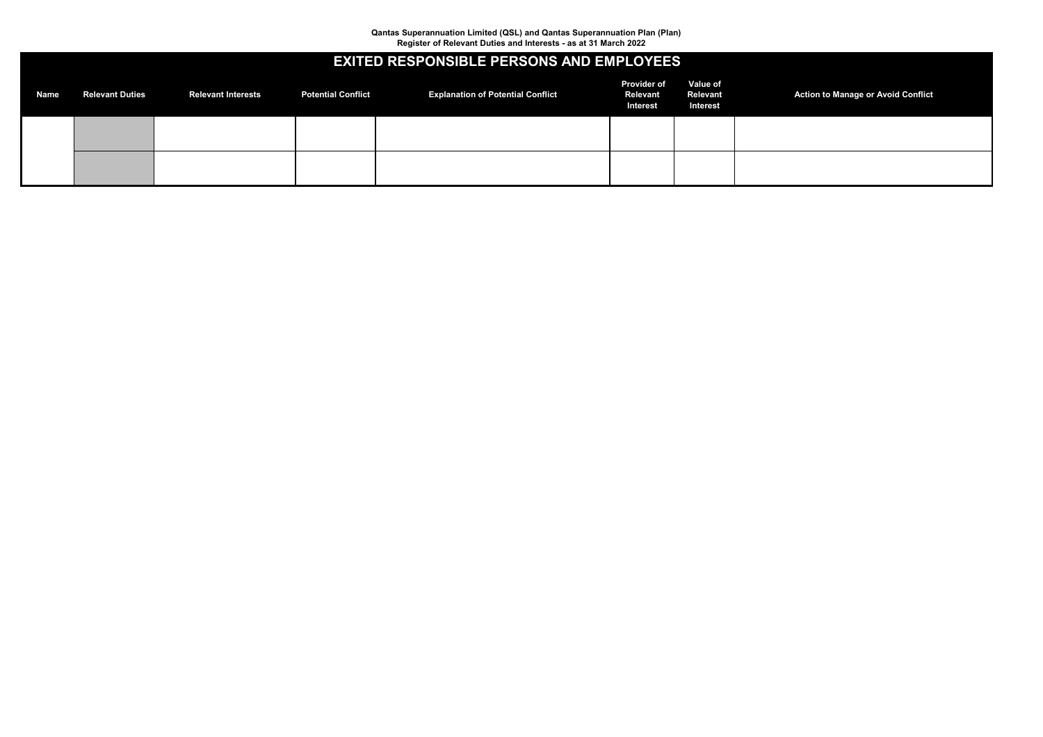**Qantas Superannuation Limited (QSL) and Qantas Superannuation Plan (Plan)**
**Register of Relevant Duties and Interests - as at 31 March 2022**

## EXITED RESPONSIBLE PERSONS AND EMPLOYEES

| Name | Relevant Duties | Relevant Interests | Potential Conflict | Explanation of Potential Conflict | Provider of Relevant Interest | Value of Relevant Interest | Action to Manage or Avoid Conflict |
|---|---|---|---|---|---|---|---|
| | | | | | | | |
| | | | | | | | |